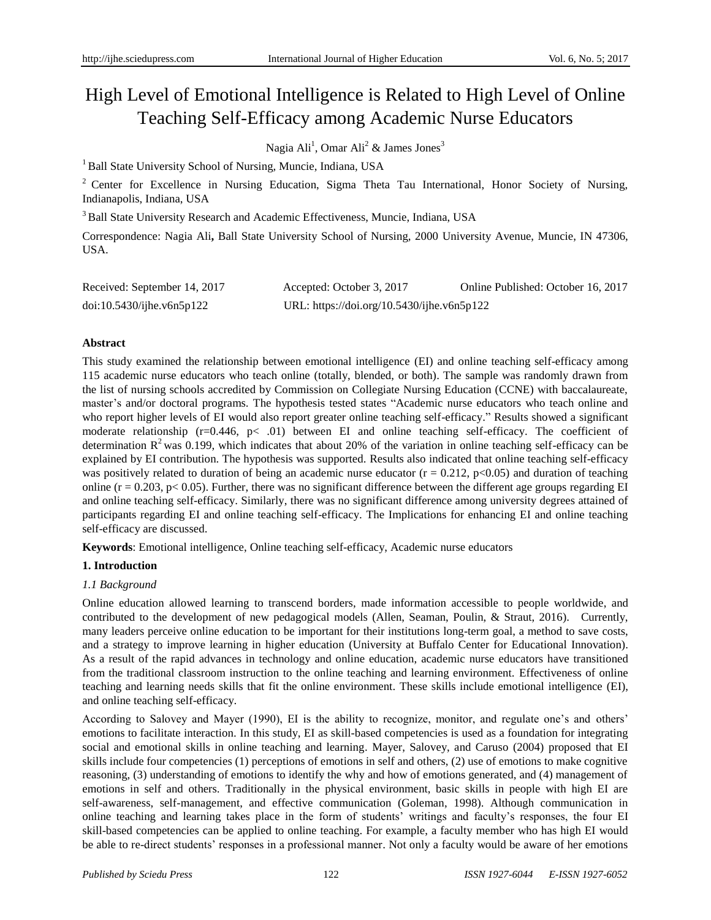# High Level of Emotional Intelligence is Related to High Level of Online Teaching Self-Efficacy among Academic Nurse Educators

Nagia Ali[1], Omar Ali[2] & James Jones[3]

[1] Ball State University School of Nursing, Muncie, Indiana, USA

[2] Center for Excellence in Nursing Education, Sigma Theta Tau International, Honor Society of Nursing, Indianapolis, Indiana, USA

[3] Ball State University Research and Academic Effectiveness, Muncie, Indiana, USA

Correspondence: Nagia Ali**,** Ball State University School of Nursing, 2000 University Avenue, Muncie, IN 47306, USA.

Received: September 14, 2017 Accepted: October 3, 2017 Online Published: October 16, 2017

doi:10.5430/ijhe.v6n5p122 URL: https://doi.org/10.5430/ijhe.v6n5p122

**Abstract**

This study examined the relationship between emotional intelligence (EI) and online teaching self-efficacy among 115 academic nurse educators who teach online (totally, blended, or both). The sample was randomly drawn from the list of nursing schools accredited by Commission on Collegiate Nursing Education (CCNE) with baccalaureate, master's and/or doctoral programs. The hypothesis tested states "Academic nurse educators who teach online and who report higher levels of EI would also report greater online teaching self-efficacy." Results showed a significant moderate relationship ($r=0.446$, $p< .01$) between EI and online teaching self-efficacy. The coefficient of determination $R^2$ was 0.199, which indicates that about 20% of the variation in online teaching self-efficacy can be explained by EI contribution. The hypothesis was supported. Results also indicated that online teaching self-efficacy was positively related to duration of being an academic nurse educator ($r = 0.212$, $p<0.05$) and duration of teaching online ($r = 0.203$, $p< 0.05$). Further, there was no significant difference between the different age groups regarding EI and online teaching self-efficacy. Similarly, there was no significant difference among university degrees attained of participants regarding EI and online teaching self-efficacy. The Implications for enhancing EI and online teaching self-efficacy are discussed.

**Keywords**: Emotional intelligence, Online teaching self-efficacy, Academic nurse educators

## 1. Introduction

### *1.1 Background*

Online education allowed learning to transcend borders, made information accessible to people worldwide, and contributed to the development of new pedagogical models (Allen, Seaman, Poulin, & Straut, 2016). Currently, many leaders perceive online education to be important for their institutions long-term goal, a method to save costs, and a strategy to improve learning in higher education (University at Buffalo Center for Educational Innovation). As a result of the rapid advances in technology and online education, academic nurse educators have transitioned from the traditional classroom instruction to the online teaching and learning environment. Effectiveness of online teaching and learning needs skills that fit the online environment. These skills include emotional intelligence (EI), and online teaching self-efficacy.

According to Salovey and Mayer (1990), EI is the ability to recognize, monitor, and regulate one's and others' emotions to facilitate interaction. In this study, EI as skill-based competencies is used as a foundation for integrating social and emotional skills in online teaching and learning. Mayer, Salovey, and Caruso (2004) proposed that EI skills include four competencies (1) perceptions of emotions in self and others, (2) use of emotions to make cognitive reasoning, (3) understanding of emotions to identify the why and how of emotions generated, and (4) management of emotions in self and others. Traditionally in the physical environment, basic skills in people with high EI are self-awareness, self-management, and effective communication (Goleman, 1998). Although communication in online teaching and learning takes place in the form of students' writings and faculty's responses, the four EI skill-based competencies can be applied to online teaching. For example, a faculty member who has high EI would be able to re-direct students' responses in a professional manner. Not only a faculty would be aware of her emotions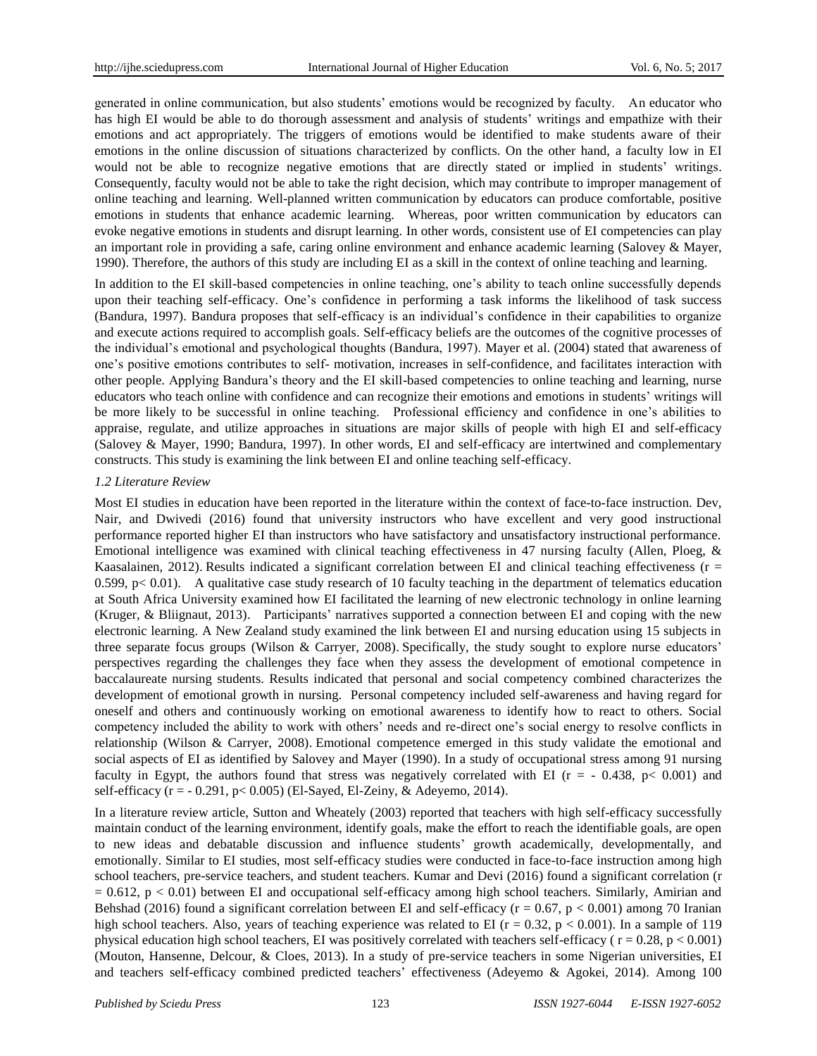generated in online communication, but also students' emotions would be recognized by faculty. An educator who has high EI would be able to do thorough assessment and analysis of students' writings and empathize with their emotions and act appropriately. The triggers of emotions would be identified to make students aware of their emotions in the online discussion of situations characterized by conflicts. On the other hand, a faculty low in EI would not be able to recognize negative emotions that are directly stated or implied in students' writings. Consequently, faculty would not be able to take the right decision, which may contribute to improper management of online teaching and learning. Well-planned written communication by educators can produce comfortable, positive emotions in students that enhance academic learning. Whereas, poor written communication by educators can evoke negative emotions in students and disrupt learning. In other words, consistent use of EI competencies can play an important role in providing a safe, caring online environment and enhance academic learning (Salovey & Mayer, 1990). Therefore, the authors of this study are including EI as a skill in the context of online teaching and learning.

In addition to the EI skill-based competencies in online teaching, one's ability to teach online successfully depends upon their teaching self-efficacy. One's confidence in performing a task informs the likelihood of task success (Bandura, 1997). Bandura proposes that self-efficacy is an individual's confidence in their capabilities to organize and execute actions required to accomplish goals. Self-efficacy beliefs are the outcomes of the cognitive processes of the individual's emotional and psychological thoughts (Bandura, 1997). Mayer et al. (2004) stated that awareness of one's positive emotions contributes to self- motivation, increases in self-confidence, and facilitates interaction with other people. Applying Bandura's theory and the EI skill-based competencies to online teaching and learning, nurse educators who teach online with confidence and can recognize their emotions and emotions in students' writings will be more likely to be successful in online teaching. Professional efficiency and confidence in one's abilities to appraise, regulate, and utilize approaches in situations are major skills of people with high EI and self-efficacy (Salovey & Mayer, 1990; Bandura, 1997). In other words, EI and self-efficacy are intertwined and complementary constructs. This study is examining the link between EI and online teaching self-efficacy.

*1.2 Literature Review*

Most EI studies in education have been reported in the literature within the context of face-to-face instruction. Dev, Nair, and Dwivedi (2016) found that university instructors who have excellent and very good instructional performance reported higher EI than instructors who have satisfactory and unsatisfactory instructional performance. Emotional intelligence was examined with clinical teaching effectiveness in 47 nursing faculty (Allen, Ploeg, & Kaasalainen, 2012). Results indicated a significant correlation between EI and clinical teaching effectiveness ($r = 0.599$, $p < 0.01$). A qualitative case study research of 10 faculty teaching in the department of telematics education at South Africa University examined how EI facilitated the learning of new electronic technology in online learning (Kruger, & Bliignaut, 2013). Participants' narratives supported a connection between EI and coping with the new electronic learning. A New Zealand study examined the link between EI and nursing education using 15 subjects in three separate focus groups (Wilson & Carryer, 2008). Specifically, the study sought to explore nurse educators' perspectives regarding the challenges they face when they assess the development of emotional competence in baccalaureate nursing students. Results indicated that personal and social competency combined characterizes the development of emotional growth in nursing. Personal competency included self-awareness and having regard for oneself and others and continuously working on emotional awareness to identify how to react to others. Social competency included the ability to work with others' needs and re-direct one's social energy to resolve conflicts in relationship (Wilson & Carryer, 2008). Emotional competence emerged in this study validate the emotional and social aspects of EI as identified by Salovey and Mayer (1990). In a study of occupational stress among 91 nursing faculty in Egypt, the authors found that stress was negatively correlated with EI ($r = -0.438$, $p < 0.001$) and self-efficacy ($r = -0.291$, $p < 0.005$) (El-Sayed, El-Zeiny, & Adeyemo, 2014).

In a literature review article, Sutton and Wheatley (2003) reported that teachers with high self-efficacy successfully maintain conduct of the learning environment, identify goals, make the effort to reach the identifiable goals, are open to new ideas and debatable discussion and influence students' growth academically, developmentally, and emotionally. Similar to EI studies, most self-efficacy studies were conducted in face-to-face instruction among high school teachers, pre-service teachers, and student teachers. Kumar and Devi (2016) found a significant correlation ($r = 0.612$, $p < 0.01$) between EI and occupational self-efficacy among high school teachers. Similarly, Amirian and Behshad (2016) found a significant correlation between EI and self-efficacy ($r = 0.67$, $p < 0.001$) among 70 Iranian high school teachers. Also, years of teaching experience was related to EI ($r = 0.32$, $p < 0.001$). In a sample of 119 physical education high school teachers, EI was positively correlated with teachers self-efficacy ( $r = 0.28$, $p < 0.001$) (Mouton, Hansenne, Delcour, & Cloes, 2013). In a study of pre-service teachers in some Nigerian universities, EI and teachers self-efficacy combined predicted teachers' effectiveness (Adeyemo & Agokei, 2014). Among 100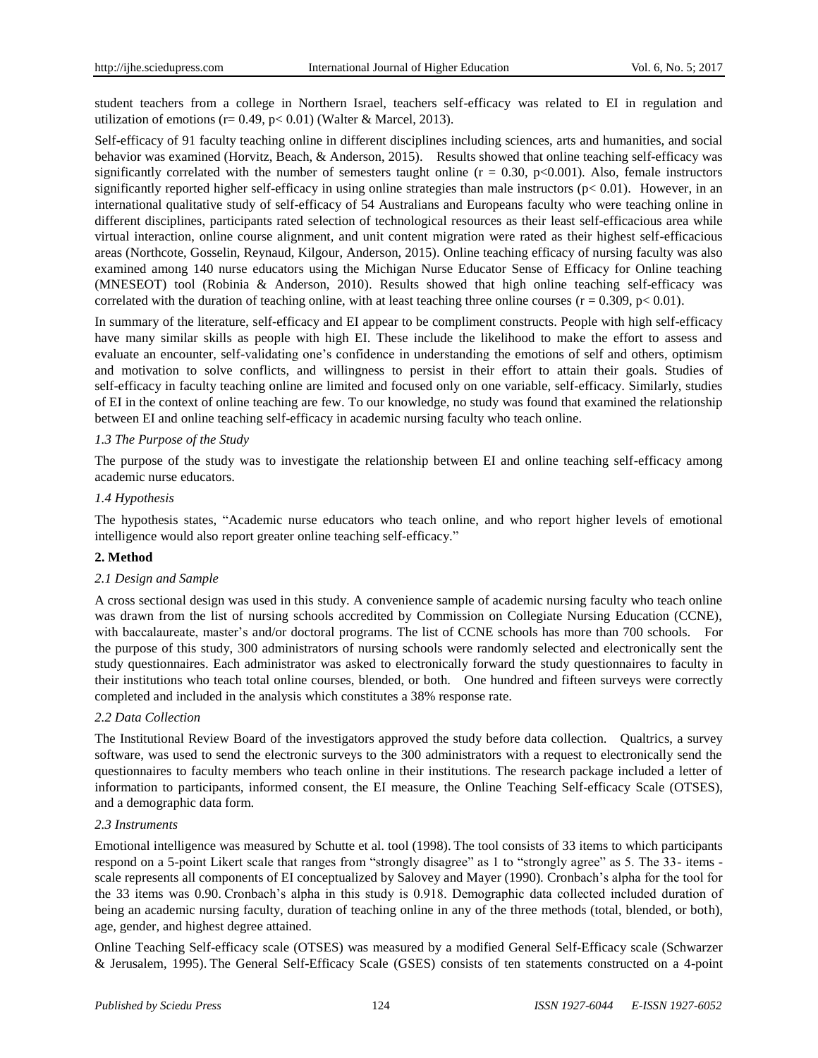student teachers from a college in Northern Israel, teachers self-efficacy was related to EI in regulation and utilization of emotions ($r= 0.49$, $p< 0.01$) (Walter & Marcel, 2013).

Self-efficacy of 91 faculty teaching online in different disciplines including sciences, arts and humanities, and social behavior was examined (Horvitz, Beach, & Anderson, 2015). Results showed that online teaching self-efficacy was significantly correlated with the number of semesters taught online ($r = 0.30$, $p<0.001$). Also, female instructors significantly reported higher self-efficacy in using online strategies than male instructors ($p< 0.01$). However, in an international qualitative study of self-efficacy of 54 Australians and Europeans faculty who were teaching online in different disciplines, participants rated selection of technological resources as their least self-efficacious area while virtual interaction, online course alignment, and unit content migration were rated as their highest self-efficacious areas (Northcote, Gosselin, Reynaud, Kilgour, Anderson, 2015). Online teaching efficacy of nursing faculty was also examined among 140 nurse educators using the Michigan Nurse Educator Sense of Efficacy for Online teaching (MNESEOT) tool (Robinia & Anderson, 2010). Results showed that high online teaching self-efficacy was correlated with the duration of teaching online, with at least teaching three online courses ($r = 0.309$, $p< 0.01$).

In summary of the literature, self-efficacy and EI appear to be compliment constructs. People with high self-efficacy have many similar skills as people with high EI. These include the likelihood to make the effort to assess and evaluate an encounter, self-validating one's confidence in understanding the emotions of self and others, optimism and motivation to solve conflicts, and willingness to persist in their effort to attain their goals. Studies of self-efficacy in faculty teaching online are limited and focused only on one variable, self-efficacy. Similarly, studies of EI in the context of online teaching are few. To our knowledge, no study was found that examined the relationship between EI and online teaching self-efficacy in academic nursing faculty who teach online.

### *1.3 The Purpose of the Study*

The purpose of the study was to investigate the relationship between EI and online teaching self-efficacy among academic nurse educators.

### *1.4 Hypothesis*

The hypothesis states, "Academic nurse educators who teach online, and who report higher levels of emotional intelligence would also report greater online teaching self-efficacy."

## 2. Method

### *2.1 Design and Sample*

A cross sectional design was used in this study. A convenience sample of academic nursing faculty who teach online was drawn from the list of nursing schools accredited by Commission on Collegiate Nursing Education (CCNE), with baccalaureate, master's and/or doctoral programs. The list of CCNE schools has more than 700 schools. For the purpose of this study, 300 administrators of nursing schools were randomly selected and electronically sent the study questionnaires. Each administrator was asked to electronically forward the study questionnaires to faculty in their institutions who teach total online courses, blended, or both. One hundred and fifteen surveys were correctly completed and included in the analysis which constitutes a 38% response rate.

### *2.2 Data Collection*

The Institutional Review Board of the investigators approved the study before data collection. Qualtrics, a survey software, was used to send the electronic surveys to the 300 administrators with a request to electronically send the questionnaires to faculty members who teach online in their institutions. The research package included a letter of information to participants, informed consent, the EI measure, the Online Teaching Self-efficacy Scale (OTSES), and a demographic data form.

### *2.3 Instruments*

Emotional intelligence was measured by Schutte et al. tool (1998). The tool consists of 33 items to which participants respond on a 5-point Likert scale that ranges from "strongly disagree" as 1 to "strongly agree" as 5. The 33- items - scale represents all components of EI conceptualized by Salovey and Mayer (1990). Cronbach's alpha for the tool for the 33 items was 0.90. Cronbach's alpha in this study is 0.918. Demographic data collected included duration of being an academic nursing faculty, duration of teaching online in any of the three methods (total, blended, or both), age, gender, and highest degree attained.

Online Teaching Self-efficacy scale (OTSES) was measured by a modified General Self-Efficacy scale (Schwarzer & Jerusalem, 1995). The General Self-Efficacy Scale (GSES) consists of ten statements constructed on a 4-point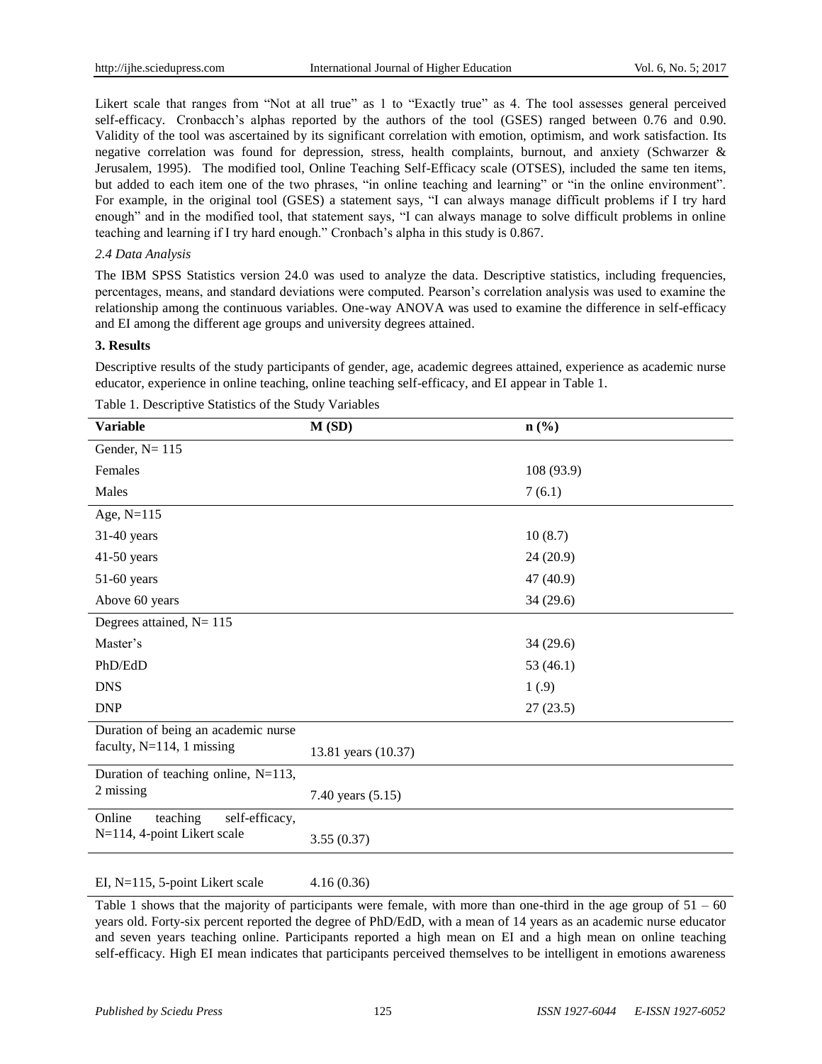Likert scale that ranges from "Not at all true" as 1 to "Exactly true" as 4. The tool assesses general perceived self-efficacy. Cronbacch's alphas reported by the authors of the tool (GSES) ranged between 0.76 and 0.90. Validity of the tool was ascertained by its significant correlation with emotion, optimism, and work satisfaction. Its negative correlation was found for depression, stress, health complaints, burnout, and anxiety (Schwarzer & Jerusalem, 1995). The modified tool, Online Teaching Self-Efficacy scale (OTSES), included the same ten items, but added to each item one of the two phrases, "in online teaching and learning" or "in the online environment". For example, in the original tool (GSES) a statement says, "I can always manage difficult problems if I try hard enough" and in the modified tool, that statement says, "I can always manage to solve difficult problems in online teaching and learning if I try hard enough." Cronbach's alpha in this study is 0.867.

*2.4 Data Analysis*

The IBM SPSS Statistics version 24.0 was used to analyze the data. Descriptive statistics, including frequencies, percentages, means, and standard deviations were computed. Pearson's correlation analysis was used to examine the relationship among the continuous variables. One-way ANOVA was used to examine the difference in self-efficacy and EI among the different age groups and university degrees attained.

**3. Results**

Descriptive results of the study participants of gender, age, academic degrees attained, experience as academic nurse educator, experience in online teaching, online teaching self-efficacy, and EI appear in Table 1.

Table 1. Descriptive Statistics of the Study Variables

| Variable | M (SD) | n (%) |
|---|---|---|
| Gender, N= 115 | | |
| Females | | 108 (93.9) |
| Males | | 7 (6.1) |
| Age, N=115 | | |
| 31-40 years | | 10 (8.7) |
| 41-50 years | | 24 (20.9) |
| 51-60 years | | 47 (40.9) |
| Above 60 years | | 34 (29.6) |
| Degrees attained, N= 115 | | |
| Master's | | 34 (29.6) |
| PhD/EdD | | 53 (46.1) |
| DNS | | 1 (.9) |
| DNP | | 27 (23.5) |
| Duration of being an academic nurse faculty, N=114, 1 missing | 13.81 years (10.37) | |
| Duration of teaching online, N=113, 2 missing | 7.40 years (5.15) | |
| Online teaching self-efficacy, N=114, 4-point Likert scale | 3.55 (0.37) | |
| EI, N=115, 5-point Likert scale | 4.16 (0.36) | |

Table 1 shows that the majority of participants were female, with more than one-third in the age group of 51 – 60 years old. Forty-six percent reported the degree of PhD/EdD, with a mean of 14 years as an academic nurse educator and seven years teaching online. Participants reported a high mean on EI and a high mean on online teaching self-efficacy. High EI mean indicates that participants perceived themselves to be intelligent in emotions awareness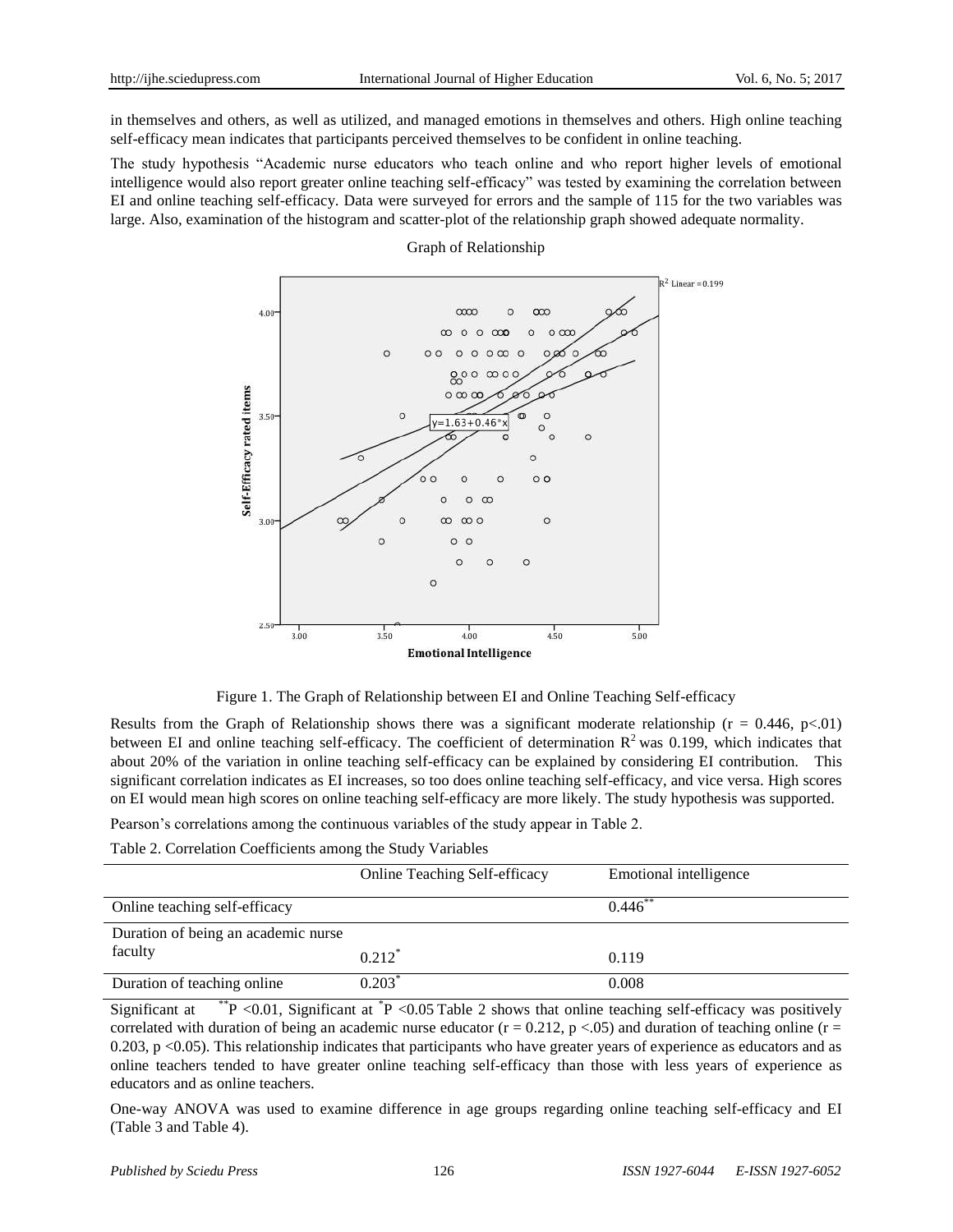in themselves and others, as well as utilized, and managed emotions in themselves and others. High online teaching self-efficacy mean indicates that participants perceived themselves to be confident in online teaching.

The study hypothesis "Academic nurse educators who teach online and who report higher levels of emotional intelligence would also report greater online teaching self-efficacy" was tested by examining the correlation between EI and online teaching self-efficacy. Data were surveyed for errors and the sample of 115 for the two variables was large. Also, examination of the histogram and scatter-plot of the relationship graph showed adequate normality.

Figure 1. The Graph of Relationship between EI and Online Teaching Self-efficacy

Results from the Graph of Relationship shows there was a significant moderate relationship ($r = 0.446$, $p<.01$) between EI and online teaching self-efficacy. The coefficient of determination $R^2$ was 0.199, which indicates that about 20% of the variation in online teaching self-efficacy can be explained by considering EI contribution. This significant correlation indicates as EI increases, so too does online teaching self-efficacy, and vice versa. High scores on EI would mean high scores on online teaching self-efficacy are more likely. The study hypothesis was supported.

Pearson's correlations among the continuous variables of the study appear in Table 2.

Table 2. Correlation Coefficients among the Study Variables

| | Online Teaching Self-efficacy | Emotional intelligence |
|---|---|---|
| Online teaching self-efficacy | | 0.446** |
| Duration of being an academic nurse faculty | 0.212* | 0.119 |
| Duration of teaching online | 0.203* | 0.008 |

Significant at **P <0.01, Significant at *P <0.05 Table 2 shows that online teaching self-efficacy was positively correlated with duration of being an academic nurse educator ($r = 0.212$, $p <.05$) and duration of teaching online ($r = 0.203$, $p <0.05$). This relationship indicates that participants who have greater years of experience as educators and as online teachers tended to have greater online teaching self-efficacy than those with less years of experience as educators and as online teachers.

One-way ANOVA was used to examine difference in age groups regarding online teaching self-efficacy and EI (Table 3 and Table 4).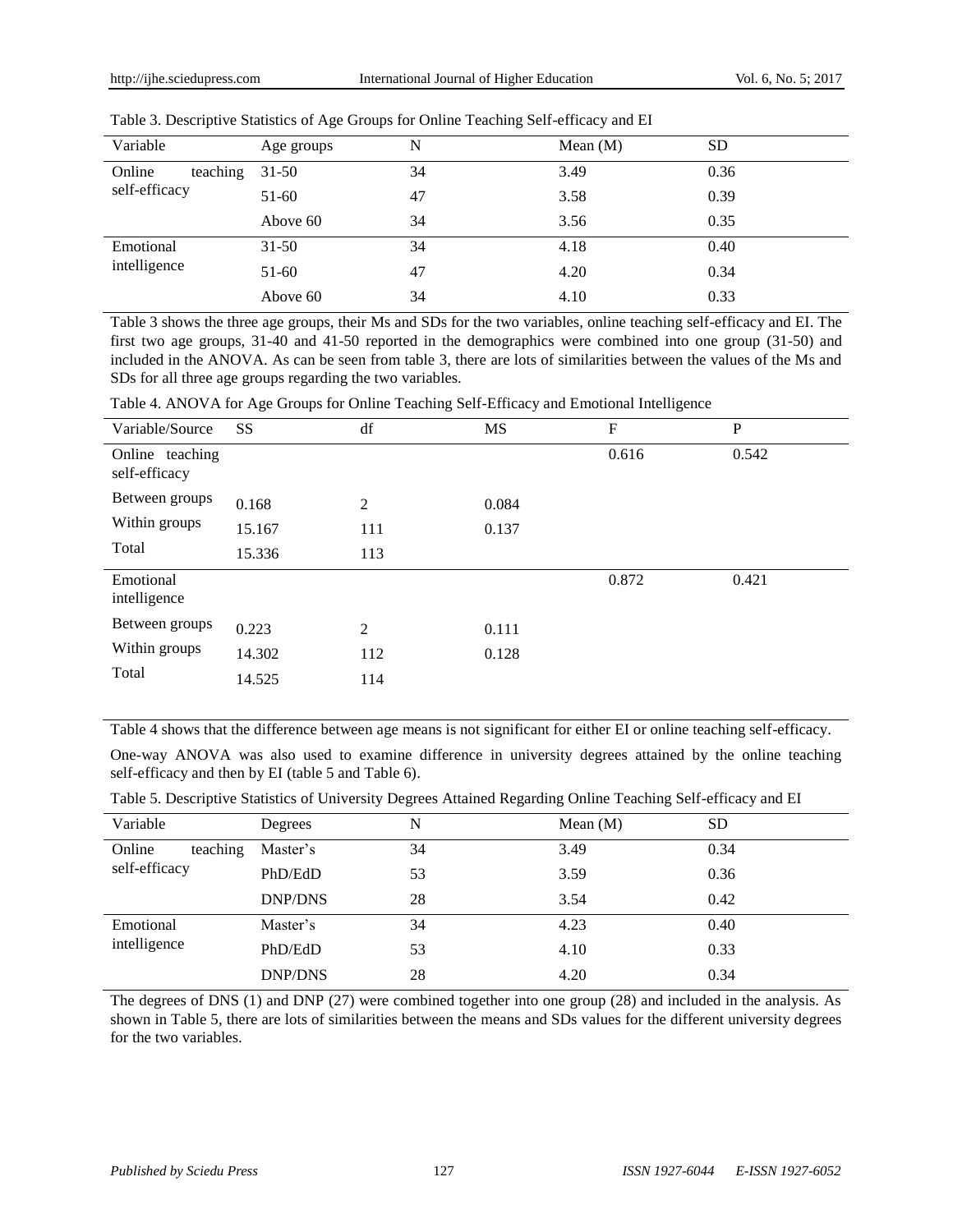Table 3. Descriptive Statistics of Age Groups for Online Teaching Self-efficacy and EI

| Variable | Age groups | N | Mean (M) | SD |
|---|---|---|---|---|
| Online teaching self-efficacy | 31-50 | 34 | 3.49 | 0.36 |
| | 51-60 | 47 | 3.58 | 0.39 |
| | Above 60 | 34 | 3.56 | 0.35 |
| Emotional intelligence | 31-50 | 34 | 4.18 | 0.40 |
| | 51-60 | 47 | 4.20 | 0.34 |
| | Above 60 | 34 | 4.10 | 0.33 |

Table 3 shows the three age groups, their Ms and SDs for the two variables, online teaching self-efficacy and EI. The first two age groups, 31-40 and 41-50 reported in the demographics were combined into one group (31-50) and included in the ANOVA. As can be seen from table 3, there are lots of similarities between the values of the Ms and SDs for all three age groups regarding the two variables.

Table 4. ANOVA for Age Groups for Online Teaching Self-Efficacy and Emotional Intelligence

| Variable/Source | SS | df | MS | F | P |
|---|---|---|---|---|---|
| Online teaching self-efficacy | | | | 0.616 | 0.542 |
| Between groups | 0.168 | 2 | 0.084 | | |
| Within groups | 15.167 | 111 | 0.137 | | |
| Total | 15.336 | 113 | | | |
| Emotional intelligence | | | | 0.872 | 0.421 |
| Between groups | 0.223 | 2 | 0.111 | | |
| Within groups | 14.302 | 112 | 0.128 | | |
| Total | 14.525 | 114 | | | |

Table 4 shows that the difference between age means is not significant for either EI or online teaching self-efficacy.

One-way ANOVA was also used to examine difference in university degrees attained by the online teaching self-efficacy and then by EI (table 5 and Table 6).

Table 5. Descriptive Statistics of University Degrees Attained Regarding Online Teaching Self-efficacy and EI

| Variable | Degrees | N | Mean (M) | SD |
|---|---|---|---|---|
| Online teaching self-efficacy | Master's | 34 | 3.49 | 0.34 |
| | PhD/EdD | 53 | 3.59 | 0.36 |
| | DNP/DNS | 28 | 3.54 | 0.42 |
| Emotional intelligence | Master's | 34 | 4.23 | 0.40 |
| | PhD/EdD | 53 | 4.10 | 0.33 |
| | DNP/DNS | 28 | 4.20 | 0.34 |

The degrees of DNS (1) and DNP (27) were combined together into one group (28) and included in the analysis. As shown in Table 5, there are lots of similarities between the means and SDs values for the different university degrees for the two variables.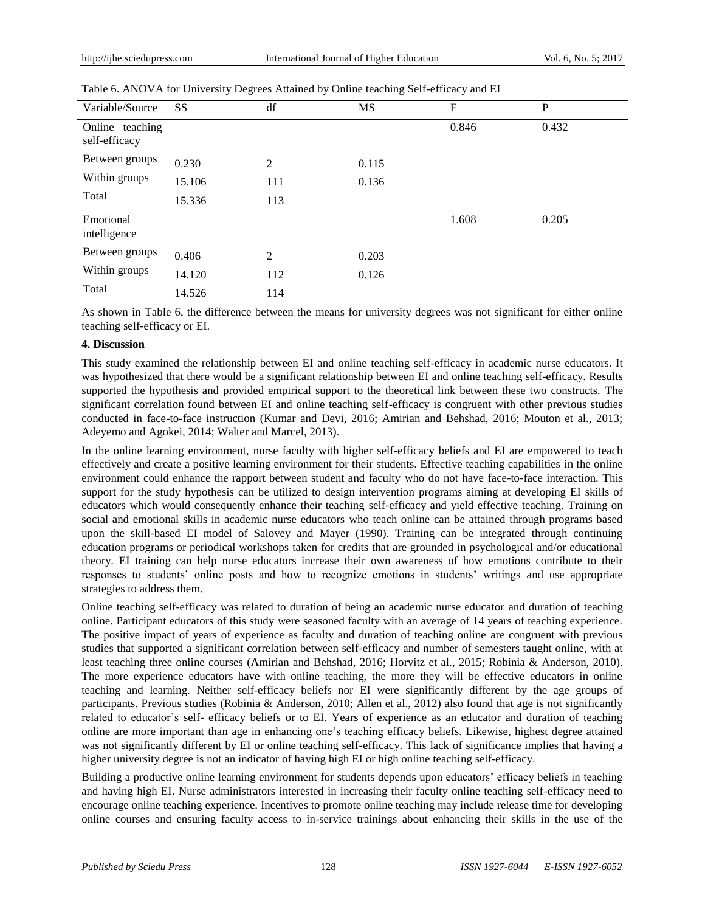Table 6. ANOVA for University Degrees Attained by Online teaching Self-efficacy and EI

| Variable/Source | SS | df | MS | F | P |
|---|---|---|---|---|---|
| Online teaching self-efficacy | | | | 0.846 | 0.432 |
| Between groups | 0.230 | 2 | 0.115 | | |
| Within groups | 15.106 | 111 | 0.136 | | |
| Total | 15.336 | 113 | | | |
| Emotional intelligence | | | | 1.608 | 0.205 |
| Between groups | 0.406 | 2 | 0.203 | | |
| Within groups | 14.120 | 112 | 0.126 | | |
| Total | 14.526 | 114 | | | |

As shown in Table 6, the difference between the means for university degrees was not significant for either online teaching self-efficacy or EI.

## 4. Discussion

This study examined the relationship between EI and online teaching self-efficacy in academic nurse educators. It was hypothesized that there would be a significant relationship between EI and online teaching self-efficacy. Results supported the hypothesis and provided empirical support to the theoretical link between these two constructs. The significant correlation found between EI and online teaching self-efficacy is congruent with other previous studies conducted in face-to-face instruction (Kumar and Devi, 2016; Amirian and Behshad, 2016; Mouton et al., 2013; Adeyemo and Agokei, 2014; Walter and Marcel, 2013).

In the online learning environment, nurse faculty with higher self-efficacy beliefs and EI are empowered to teach effectively and create a positive learning environment for their students. Effective teaching capabilities in the online environment could enhance the rapport between student and faculty who do not have face-to-face interaction. This support for the study hypothesis can be utilized to design intervention programs aiming at developing EI skills of educators which would consequently enhance their teaching self-efficacy and yield effective teaching. Training on social and emotional skills in academic nurse educators who teach online can be attained through programs based upon the skill-based EI model of Salovey and Mayer (1990). Training can be integrated through continuing education programs or periodical workshops taken for credits that are grounded in psychological and/or educational theory. EI training can help nurse educators increase their own awareness of how emotions contribute to their responses to students' online posts and how to recognize emotions in students' writings and use appropriate strategies to address them.

Online teaching self-efficacy was related to duration of being an academic nurse educator and duration of teaching online. Participant educators of this study were seasoned faculty with an average of 14 years of teaching experience. The positive impact of years of experience as faculty and duration of teaching online are congruent with previous studies that supported a significant correlation between self-efficacy and number of semesters taught online, with at least teaching three online courses (Amirian and Behshad, 2016; Horvitz et al., 2015; Robinia & Anderson, 2010). The more experience educators have with online teaching, the more they will be effective educators in online teaching and learning. Neither self-efficacy beliefs nor EI were significantly different by the age groups of participants. Previous studies (Robinia & Anderson, 2010; Allen et al., 2012) also found that age is not significantly related to educator's self- efficacy beliefs or to EI. Years of experience as an educator and duration of teaching online are more important than age in enhancing one's teaching efficacy beliefs. Likewise, highest degree attained was not significantly different by EI or online teaching self-efficacy. This lack of significance implies that having a higher university degree is not an indicator of having high EI or high online teaching self-efficacy.

Building a productive online learning environment for students depends upon educators' efficacy beliefs in teaching and having high EI. Nurse administrators interested in increasing their faculty online teaching self-efficacy need to encourage online teaching experience. Incentives to promote online teaching may include release time for developing online courses and ensuring faculty access to in-service trainings about enhancing their skills in the use of the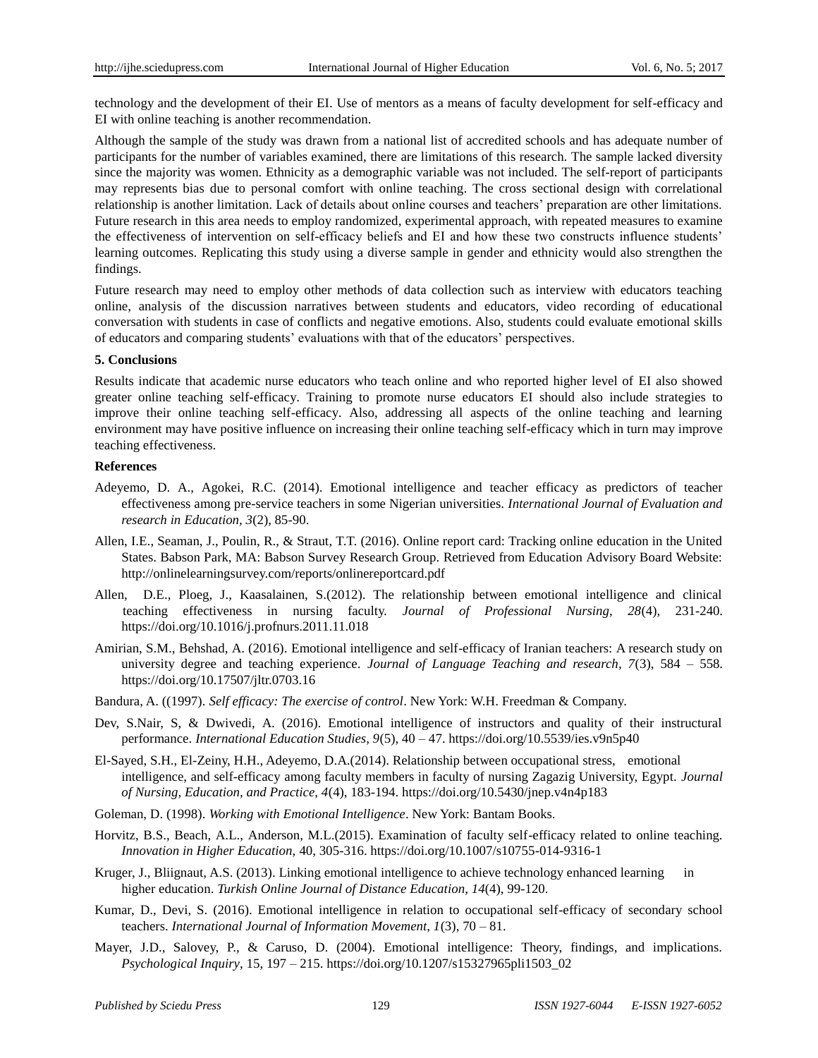technology and the development of their EI. Use of mentors as a means of faculty development for self-efficacy and EI with online teaching is another recommendation.

Although the sample of the study was drawn from a national list of accredited schools and has adequate number of participants for the number of variables examined, there are limitations of this research. The sample lacked diversity since the majority was women. Ethnicity as a demographic variable was not included. The self-report of participants may represents bias due to personal comfort with online teaching. The cross sectional design with correlational relationship is another limitation. Lack of details about online courses and teachers' preparation are other limitations. Future research in this area needs to employ randomized, experimental approach, with repeated measures to examine the effectiveness of intervention on self-efficacy beliefs and EI and how these two constructs influence students' learning outcomes. Replicating this study using a diverse sample in gender and ethnicity would also strengthen the findings.

Future research may need to employ other methods of data collection such as interview with educators teaching online, analysis of the discussion narratives between students and educators, video recording of educational conversation with students in case of conflicts and negative emotions. Also, students could evaluate emotional skills of educators and comparing students' evaluations with that of the educators' perspectives.

## 5. Conclusions

Results indicate that academic nurse educators who teach online and who reported higher level of EI also showed greater online teaching self-efficacy. Training to promote nurse educators EI should also include strategies to improve their online teaching self-efficacy. Also, addressing all aspects of the online teaching and learning environment may have positive influence on increasing their online teaching self-efficacy which in turn may improve teaching effectiveness.

## References

Adeyemo, D. A., Agokei, R.C. (2014). Emotional intelligence and teacher efficacy as predictors of teacher effectiveness among pre-service teachers in some Nigerian universities. *International Journal of Evaluation and research in Education, 3*(2), 85-90.

Allen, I.E., Seaman, J., Poulin, R., & Straut, T.T. (2016). Online report card: Tracking online education in the United States. Babson Park, MA: Babson Survey Research Group. Retrieved from Education Advisory Board Website: http://onlinelearningsurvey.com/reports/onlinereportcard.pdf

Allen, D.E., Ploeg, J., Kaasalainen, S.(2012). The relationship between emotional intelligence and clinical teaching effectiveness in nursing faculty. *Journal of Professional Nursing, 28*(4), 231-240. https://doi.org/10.1016/j.profnurs.2011.11.018

Amirian, S.M., Behshad, A. (2016). Emotional intelligence and self-efficacy of Iranian teachers: A research study on university degree and teaching experience. *Journal of Language Teaching and research, 7*(3), 584 – 558. https://doi.org/10.17507/jltr.0703.16

Bandura, A. ((1997). *Self efficacy: The exercise of control*. New York: W.H. Freedman & Company.

Dev, S.Nair, S, & Dwivedi, A. (2016). Emotional intelligence of instructors and quality of their instructural performance. *International Education Studies, 9*(5), 40 – 47. https://doi.org/10.5539/ies.v9n5p40

El-Sayed, S.H., El-Zeiny, H.H., Adeyemo, D.A.(2014). Relationship between occupational stress, emotional intelligence, and self-efficacy among faculty members in faculty of nursing Zagazig University, Egypt. *Journal of Nursing, Education, and Practice, 4*(4), 183-194. https://doi.org/10.5430/jnep.v4n4p183

Goleman, D. (1998). *Working with Emotional Intelligence*. New York: Bantam Books.

Horvitz, B.S., Beach, A.L., Anderson, M.L.(2015). Examination of faculty self-efficacy related to online teaching. *Innovation in Higher Education,* 40, 305-316. https://doi.org/10.1007/s10755-014-9316-1

Kruger, J., Bliignaut, A.S. (2013). Linking emotional intelligence to achieve technology enhanced learning in higher education. *Turkish Online Journal of Distance Education, 14*(4), 99-120.

Kumar, D., Devi, S. (2016). Emotional intelligence in relation to occupational self-efficacy of secondary school teachers. *International Journal of Information Movement, 1*(3), 70 – 81.

Mayer, J.D., Salovey, P., & Caruso, D. (2004). Emotional intelligence: Theory, findings, and implications. *Psychological Inquiry*, 15, 197 – 215. https://doi.org/10.1207/s15327965pli1503_02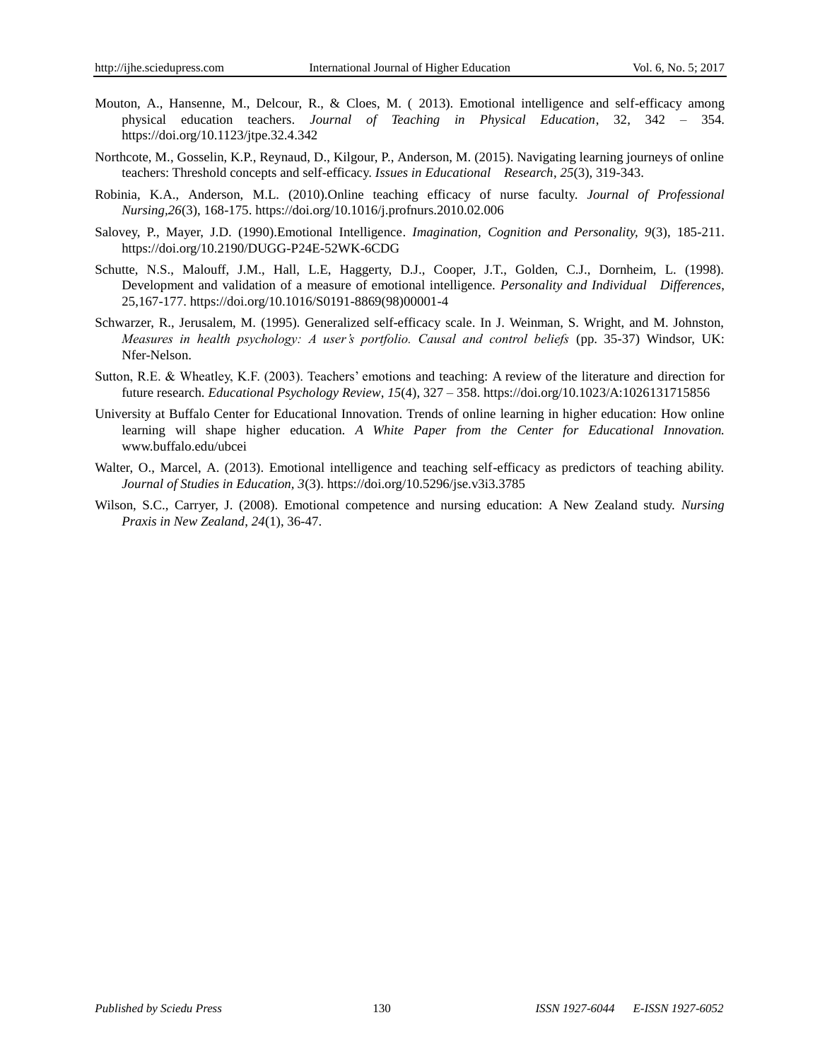Mouton, A., Hansenne, M., Delcour, R., & Cloes, M. ( 2013). Emotional intelligence and self-efficacy among physical education teachers. *Journal of Teaching in Physical Education*, 32, 342 – 354. https://doi.org/10.1123/jtpe.32.4.342

Northcote, M., Gosselin, K.P., Reynaud, D., Kilgour, P., Anderson, M. (2015). Navigating learning journeys of online teachers: Threshold concepts and self-efficacy. *Issues in Educational Research*, *25*(3), 319-343.

Robinia, K.A., Anderson, M.L. (2010).Online teaching efficacy of nurse faculty. *Journal of Professional Nursing*,*26*(3), 168-175. https://doi.org/10.1016/j.profnurs.2010.02.006

Salovey, P., Mayer, J.D. (1990).Emotional Intelligence. *Imagination, Cognition and Personality, 9*(3), 185-211. https://doi.org/10.2190/DUGG-P24E-52WK-6CDG

Schutte, N.S., Malouff, J.M., Hall, L.E, Haggerty, D.J., Cooper, J.T., Golden, C.J., Dornheim, L. (1998). Development and validation of a measure of emotional intelligence. *Personality and Individual Differences*, 25,167-177. https://doi.org/10.1016/S0191-8869(98)00001-4

Schwarzer, R., Jerusalem, M. (1995). Generalized self-efficacy scale. In J. Weinman, S. Wright, and M. Johnston, *Measures in health psychology: A user's portfolio. Causal and control beliefs* (pp. 35-37) Windsor, UK: Nfer-Nelson.

Sutton, R.E. & Wheatley, K.F. (2003). Teachers' emotions and teaching: A review of the literature and direction for future research. *Educational Psychology Review*, *15*(4), 327 – 358. https://doi.org/10.1023/A:1026131715856

University at Buffalo Center for Educational Innovation. Trends of online learning in higher education: How online learning will shape higher education. *A White Paper from the Center for Educational Innovation.* www.buffalo.edu/ubcei

Walter, O., Marcel, A. (2013). Emotional intelligence and teaching self-efficacy as predictors of teaching ability. *Journal of Studies in Education, 3*(3). https://doi.org/10.5296/jse.v3i3.3785

Wilson, S.C., Carryer, J. (2008). Emotional competence and nursing education: A New Zealand study. *Nursing Praxis in New Zealand*, *24*(1), 36-47.